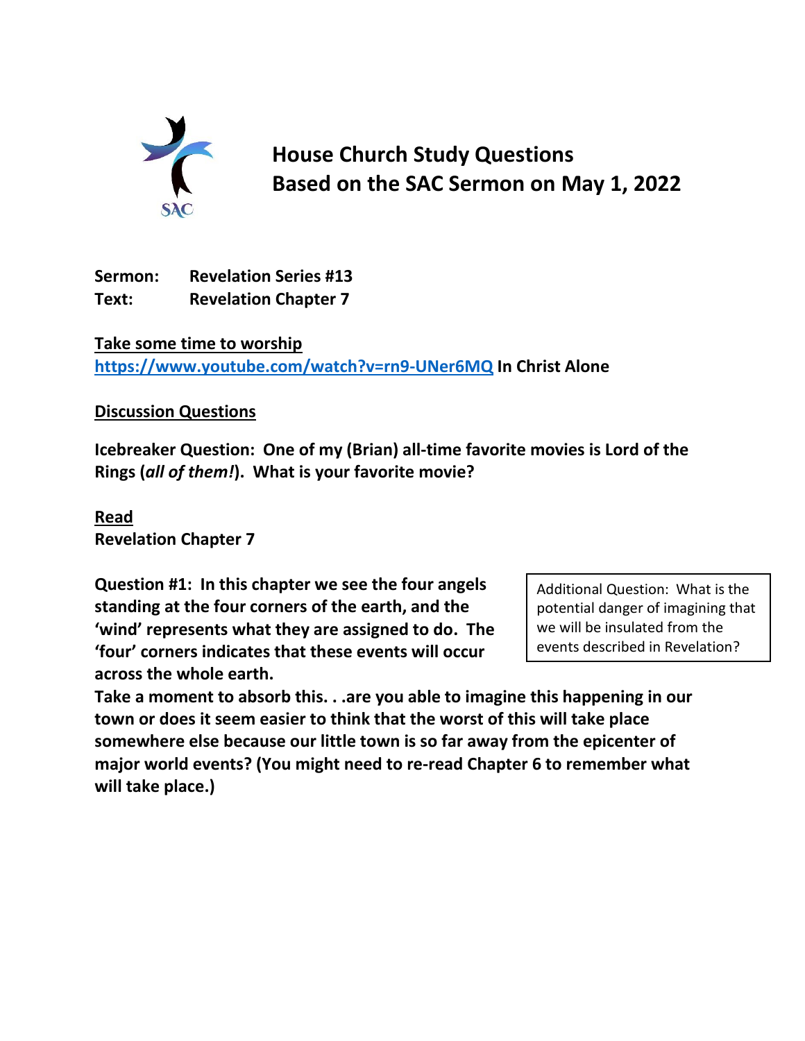# House Church Study Questions
# Based on the SAC Sermon on May 1, 2022

**Sermon:** **Revelation Series #13**
**Text:** **Revelation Chapter 7**

**Take some time to worship**

**https://www.youtube.com/watch?v=rn9-UNer6MQ In Christ Alone**

**Discussion Questions**

**Icebreaker Question: One of my (Brian) all-time favorite movies is Lord of the Rings (*all of them!*). What is your favorite movie?**

**Read**
**Revelation Chapter 7**

**Question #1: In this chapter we see the four angels standing at the four corners of the earth, and the 'wind' represents what they are assigned to do. The 'four' corners indicates that these events will occur across the whole earth.**
**Take a moment to absorb this. . .are you able to imagine this happening in our town or does it seem easier to think that the worst of this will take place somewhere else because our little town is so far away from the epicenter of major world events? (You might need to re-read Chapter 6 to remember what will take place.)**

> Additional Question: What is the potential danger of imagining that we will be insulated from the events described in Revelation?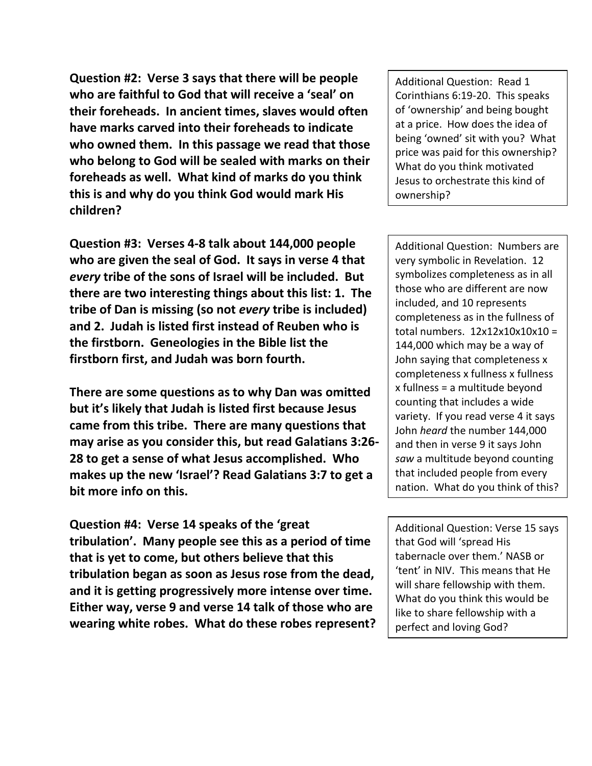**Question #2: Verse 3 says that there will be people who are faithful to God that will receive a 'seal' on their foreheads. In ancient times, slaves would often have marks carved into their foreheads to indicate who owned them. In this passage we read that those who belong to God will be sealed with marks on their foreheads as well. What kind of marks do you think this is and why do you think God would mark His children?**

Additional Question: Read 1 Corinthians 6:19-20. This speaks of 'ownership' and being bought at a price. How does the idea of being 'owned' sit with you? What price was paid for this ownership? What do you think motivated Jesus to orchestrate this kind of ownership?

**Question #3: Verses 4-8 talk about 144,000 people who are given the seal of God. It says in verse 4 that *every* tribe of the sons of Israel will be included. But there are two interesting things about this list: 1. The tribe of Dan is missing (so not *every* tribe is included) and 2. Judah is listed first instead of Reuben who is the firstborn. Geneologies in the Bible list the firstborn first, and Judah was born fourth.**

**There are some questions as to why Dan was omitted but it's likely that Judah is listed first because Jesus came from this tribe. There are many questions that may arise as you consider this, but read Galatians 3:26-28 to get a sense of what Jesus accomplished. Who makes up the new 'Israel'? Read Galatians 3:7 to get a bit more info on this.**

Additional Question: Numbers are very symbolic in Revelation. 12 symbolizes completeness as in all those who are different are now included, and 10 represents completeness as in the fullness of total numbers. 12x12x10x10x10 = 144,000 which may be a way of John saying that completeness x completeness x fullness x fullness x fullness = a multitude beyond counting that includes a wide variety. If you read verse 4 it says John *heard* the number 144,000 and then in verse 9 it says John *saw* a multitude beyond counting that included people from every nation. What do you think of this?

**Question #4: Verse 14 speaks of the 'great tribulation'. Many people see this as a period of time that is yet to come, but others believe that this tribulation began as soon as Jesus rose from the dead, and it is getting progressively more intense over time. Either way, verse 9 and verse 14 talk of those who are wearing white robes. What do these robes represent?**

Additional Question: Verse 15 says that God will 'spread His tabernacle over them.' NASB or 'tent' in NIV. This means that He will share fellowship with them. What do you think this would be like to share fellowship with a perfect and loving God?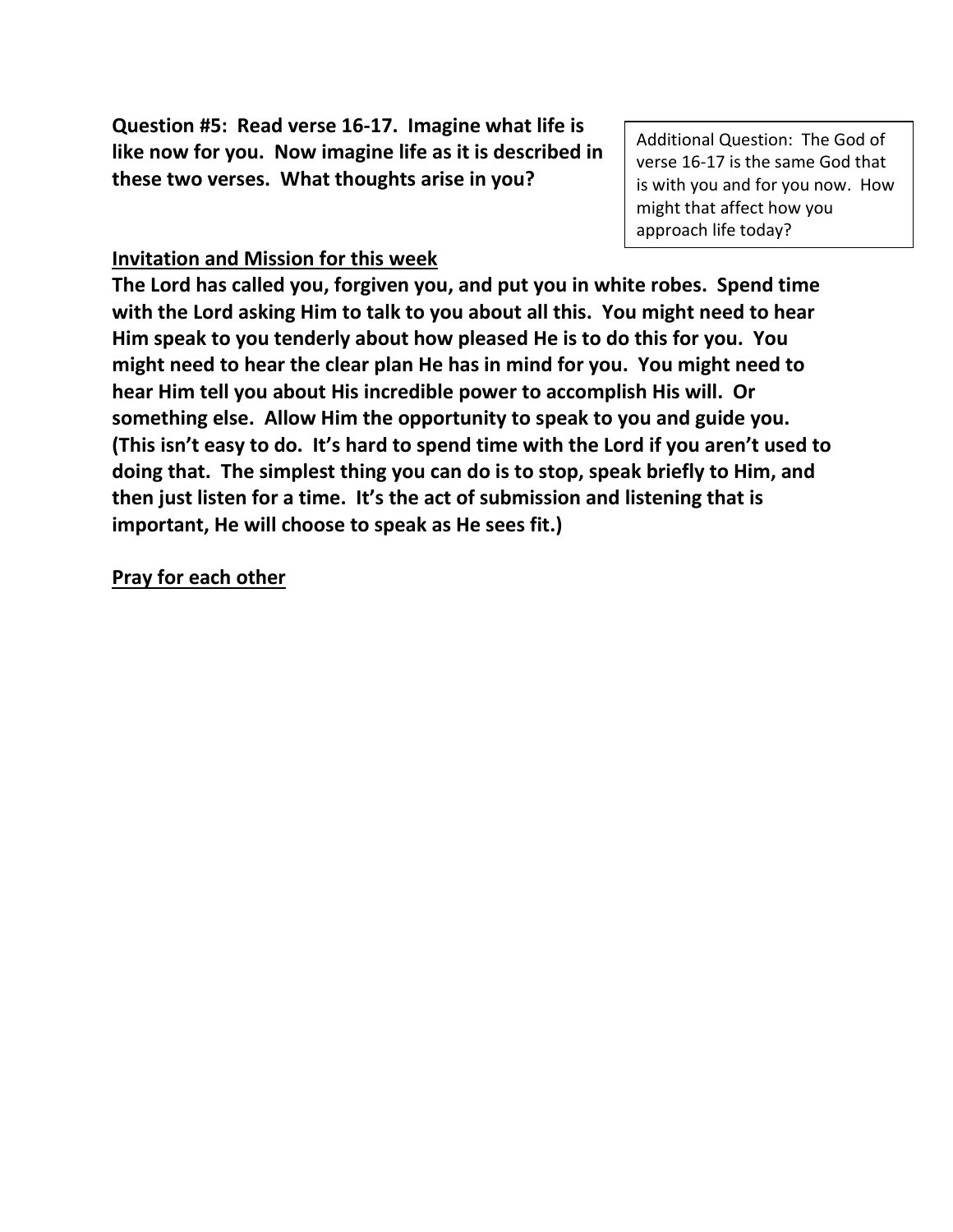**Question #5: Read verse 16-17. Imagine what life is like now for you. Now imagine life as it is described in these two verses. What thoughts arise in you?**

Additional Question: The God of verse 16-17 is the same God that is with you and for you now. How might that affect how you approach life today?

**<u>Invitation and Mission for this week</u>**

**The Lord has called you, forgiven you, and put you in white robes. Spend time with the Lord asking Him to talk to you about all this. You might need to hear Him speak to you tenderly about how pleased He is to do this for you. You might need to hear the clear plan He has in mind for you. You might need to hear Him tell you about His incredible power to accomplish His will. Or something else. Allow Him the opportunity to speak to you and guide you. (This isn't easy to do. It's hard to spend time with the Lord if you aren't used to doing that. The simplest thing you can do is to stop, speak briefly to Him, and then just listen for a time. It's the act of submission and listening that is important, He will choose to speak as He sees fit.)**

**<u>Pray for each other</u>**